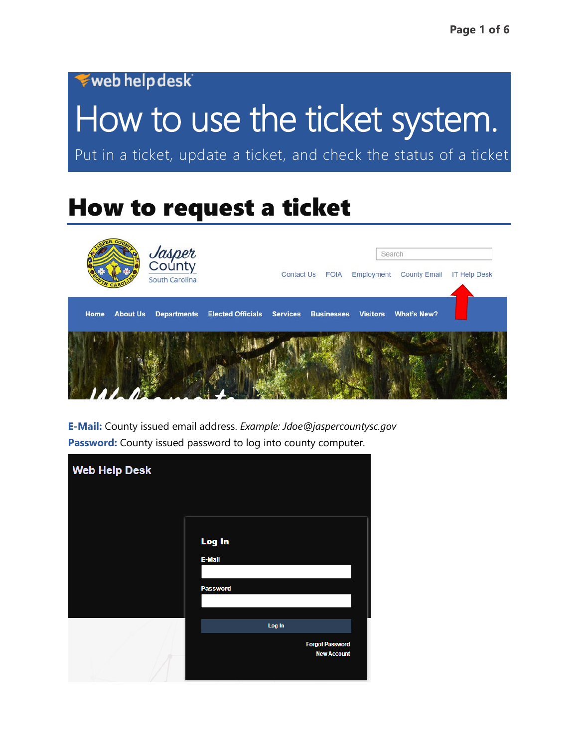web help desk

# How to use the ticket system.

Put in a ticket, update a ticket, and check the status of a ticket

## How to request a ticket

**E-Mail:** County issued email address. *Example: Jdoe@jaspercountysc.gov*

**Password:** County issued password to log into county computer.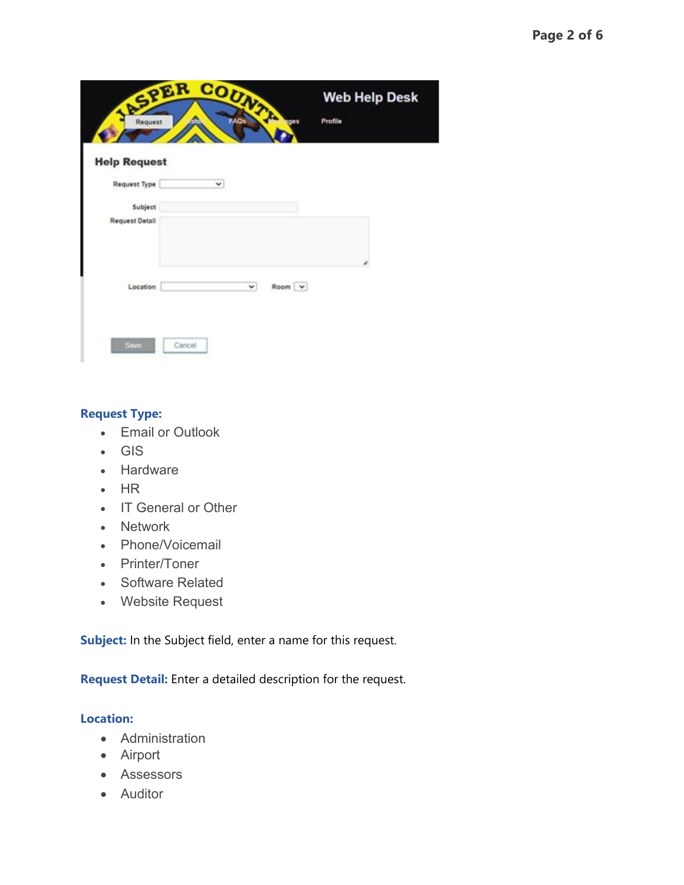**Request Type:**

- Email or Outlook
- GIS
- Hardware
- HR
- IT General or Other
- Network
- Phone/Voicemail
- Printer/Toner
- Software Related
- Website Request

**Subject:** In the Subject field, enter a name for this request.

**Request Detail:** Enter a detailed description for the request.

**Location:**

- Administration
- Airport
- Assessors
- Auditor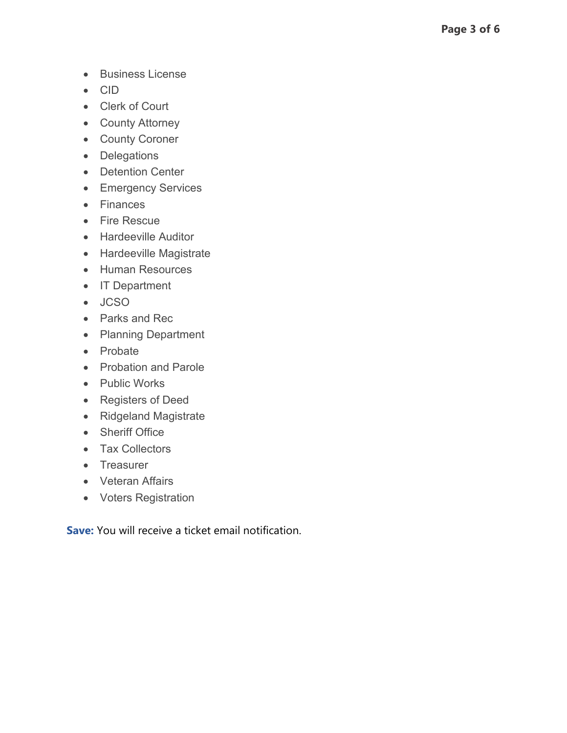- Business License
- CID
- Clerk of Court
- County Attorney
- County Coroner
- Delegations
- Detention Center
- Emergency Services
- Finances
- Fire Rescue
- Hardeeville Auditor
- Hardeeville Magistrate
- Human Resources
- IT Department
- JCSO
- Parks and Rec
- Planning Department
- Probate
- Probation and Parole
- Public Works
- Registers of Deed
- Ridgeland Magistrate
- Sheriff Office
- Tax Collectors
- Treasurer
- Veteran Affairs
- Voters Registration

**Save:** You will receive a ticket email notification.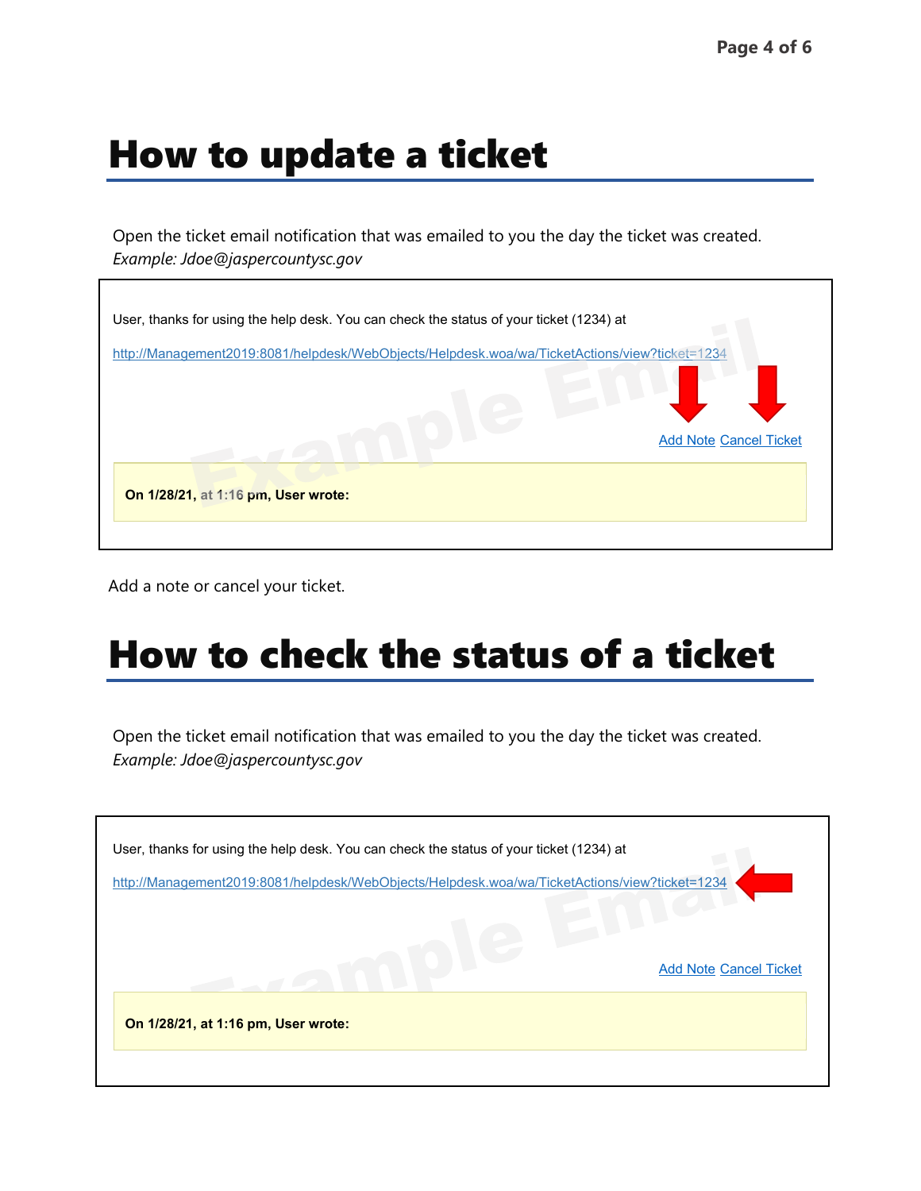# How to update a ticket

Open the ticket email notification that was emailed to you the day the ticket was created.
*Example: Jdoe@jaspercountysc.gov*

> User, thanks for using the help desk. You can check the status of your ticket (1234) at
>
> http://Management2019:8081/helpdesk/WebObjects/Helpdesk.woa/wa/TicketActions/view?ticket=1234
>
> Add Note Cancel Ticket
>
> **On 1/28/21, at 1:16 pm, User wrote:**

Add a note or cancel your ticket.

# How to check the status of a ticket

Open the ticket email notification that was emailed to you the day the ticket was created.
*Example: Jdoe@jaspercountysc.gov*

> User, thanks for using the help desk. You can check the status of your ticket (1234) at
>
> http://Management2019:8081/helpdesk/WebObjects/Helpdesk.woa/wa/TicketActions/view?ticket=1234
>
> Add Note Cancel Ticket
>
> **On 1/28/21, at 1:16 pm, User wrote:**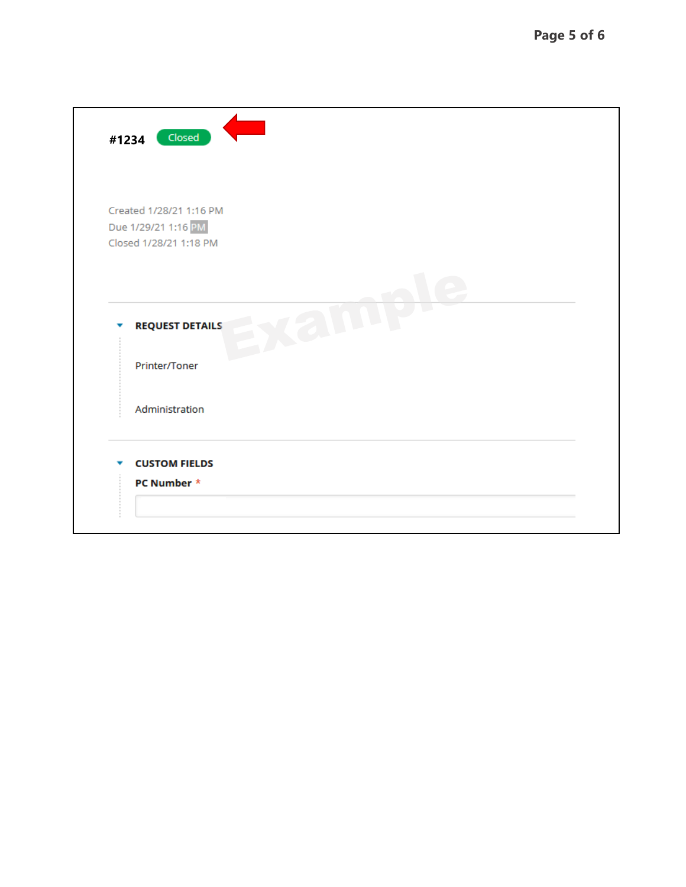#1234 Closed

Created 1/28/21 1:16 PM
Due 1/29/21 1:16 PM
Closed 1/28/21 1:18 PM

**REQUEST DETAILS**

Printer/Toner

Administration

**CUSTOM FIELDS**

**PC Number** *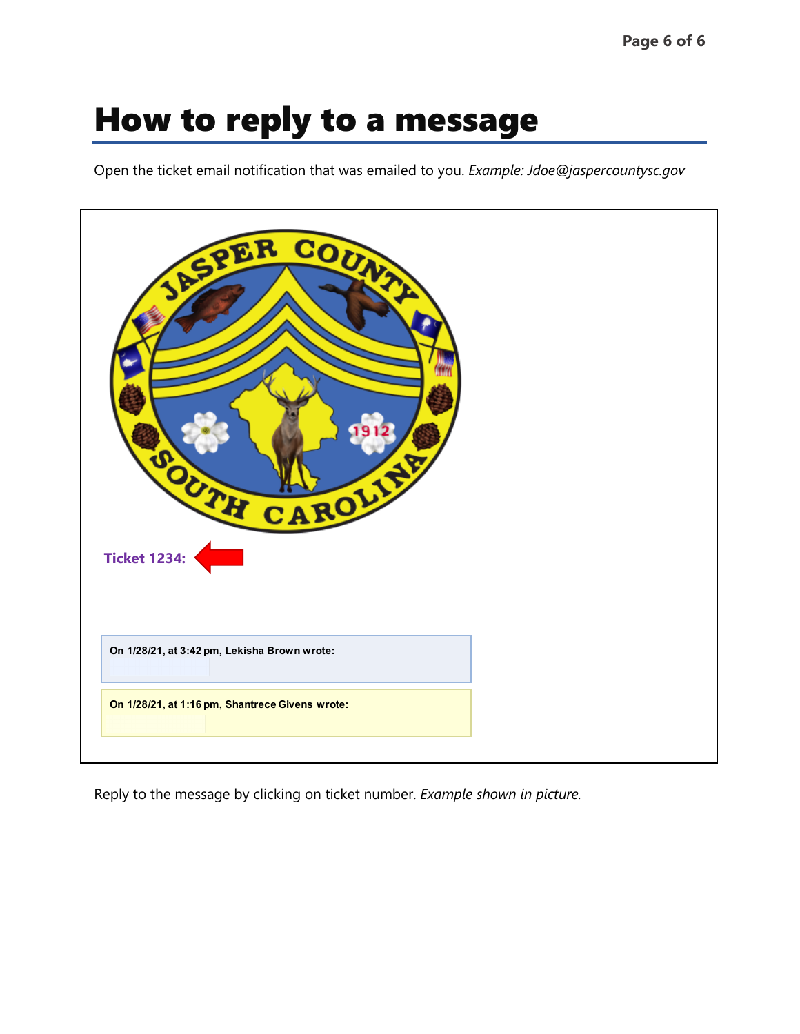# How to reply to a message

Open the ticket email notification that was emailed to you. *Example: Jdoe@jaspercountysc.gov*

**Ticket 1234:**

**On 1/28/21, at 3:42 pm, Lekisha Brown wrote:**

**On 1/28/21, at 1:16 pm, Shantrece Givens wrote:**

Reply to the message by clicking on ticket number. *Example shown in picture.*